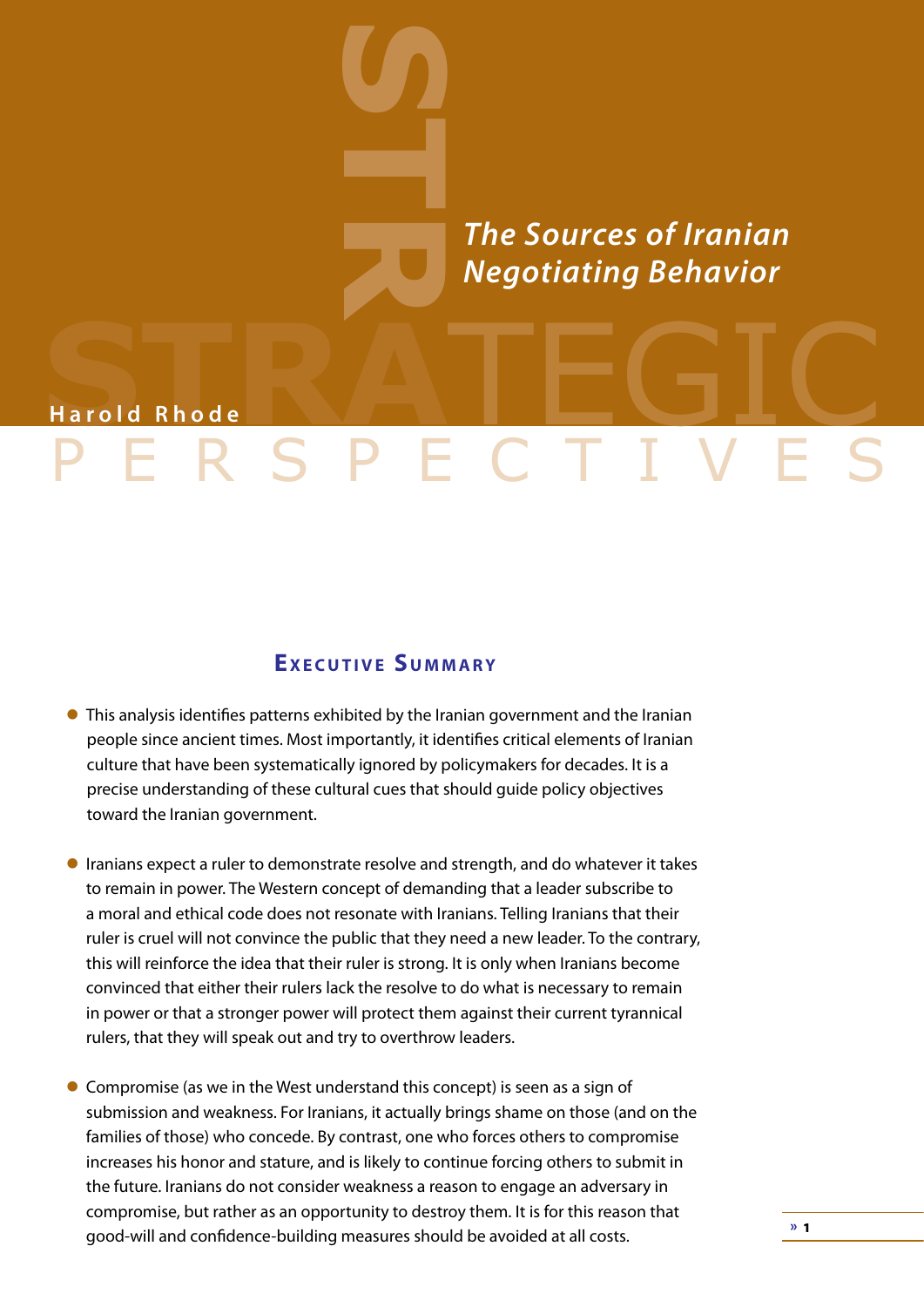# The Sources of Iranian Negotiating Behavior

**Harold Rhode**

STRATEGIC PERSPECTIVES

## Executive Summary

- This analysis identifies patterns exhibited by the Iranian government and the Iranian people since ancient times. Most importantly, it identifies critical elements of Iranian culture that have been systematically ignored by policymakers for decades. It is a precise understanding of these cultural cues that should guide policy objectives toward the Iranian government.

- Iranians expect a ruler to demonstrate resolve and strength, and do whatever it takes to remain in power. The Western concept of demanding that a leader subscribe to a moral and ethical code does not resonate with Iranians. Telling Iranians that their ruler is cruel will not convince the public that they need a new leader. To the contrary, this will reinforce the idea that their ruler is strong. It is only when Iranians become convinced that either their rulers lack the resolve to do what is necessary to remain in power or that a stronger power will protect them against their current tyrannical rulers, that they will speak out and try to overthrow leaders.

- Compromise (as we in the West understand this concept) is seen as a sign of submission and weakness. For Iranians, it actually brings shame on those (and on the families of those) who concede. By contrast, one who forces others to compromise increases his honor and stature, and is likely to continue forcing others to submit in the future. Iranians do not consider weakness a reason to engage an adversary in compromise, but rather as an opportunity to destroy them. It is for this reason that good-will and confidence-building measures should be avoided at all costs.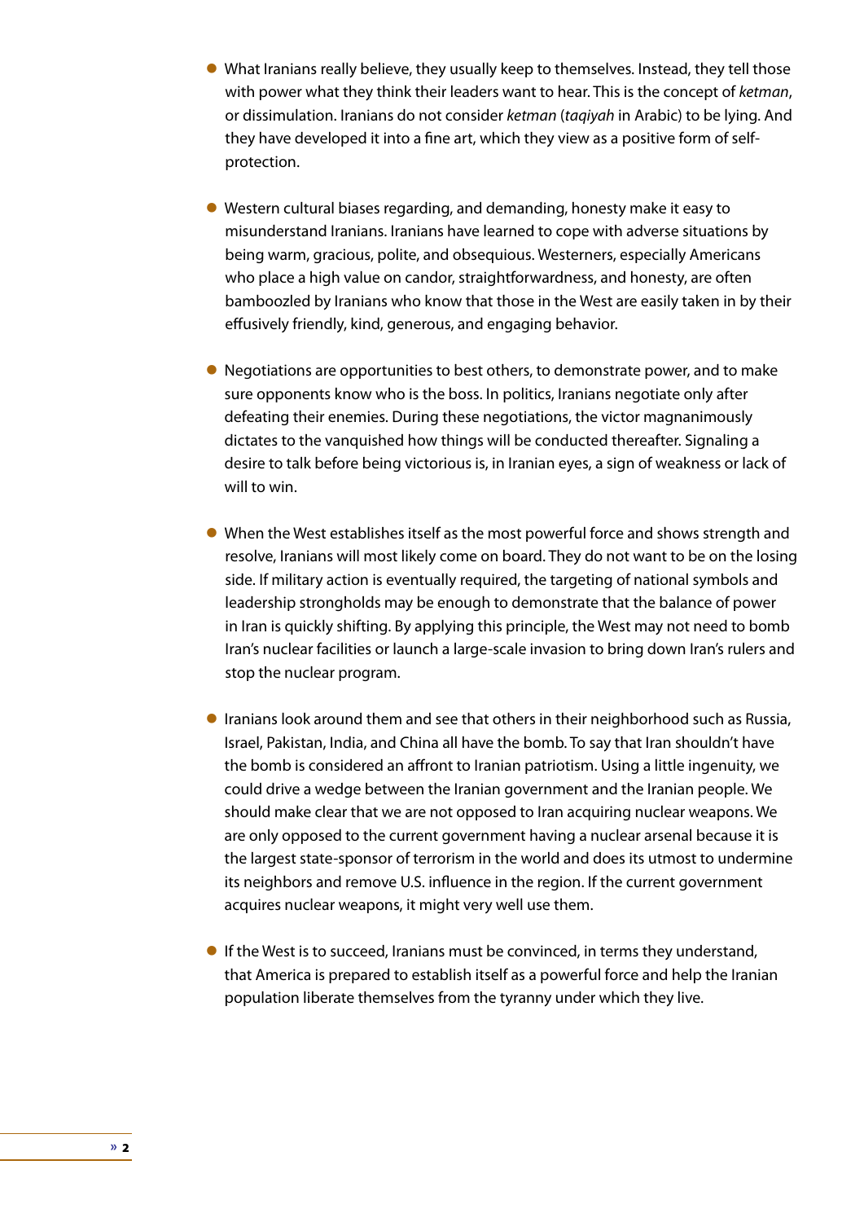- What Iranians really believe, they usually keep to themselves. Instead, they tell those with power what they think their leaders want to hear. This is the concept of *ketman*, or dissimulation. Iranians do not consider *ketman* (*taqiyah* in Arabic) to be lying. And they have developed it into a fine art, which they view as a positive form of self-protection.

- Western cultural biases regarding, and demanding, honesty make it easy to misunderstand Iranians. Iranians have learned to cope with adverse situations by being warm, gracious, polite, and obsequious. Westerners, especially Americans who place a high value on candor, straightforwardness, and honesty, are often bamboozled by Iranians who know that those in the West are easily taken in by their effusively friendly, kind, generous, and engaging behavior.

- Negotiations are opportunities to best others, to demonstrate power, and to make sure opponents know who is the boss. In politics, Iranians negotiate only after defeating their enemies. During these negotiations, the victor magnanimously dictates to the vanquished how things will be conducted thereafter. Signaling a desire to talk before being victorious is, in Iranian eyes, a sign of weakness or lack of will to win.

- When the West establishes itself as the most powerful force and shows strength and resolve, Iranians will most likely come on board. They do not want to be on the losing side. If military action is eventually required, the targeting of national symbols and leadership strongholds may be enough to demonstrate that the balance of power in Iran is quickly shifting. By applying this principle, the West may not need to bomb Iran's nuclear facilities or launch a large-scale invasion to bring down Iran's rulers and stop the nuclear program.

- Iranians look around them and see that others in their neighborhood such as Russia, Israel, Pakistan, India, and China all have the bomb. To say that Iran shouldn't have the bomb is considered an affront to Iranian patriotism. Using a little ingenuity, we could drive a wedge between the Iranian government and the Iranian people. We should make clear that we are not opposed to Iran acquiring nuclear weapons. We are only opposed to the current government having a nuclear arsenal because it is the largest state-sponsor of terrorism in the world and does its utmost to undermine its neighbors and remove U.S. influence in the region. If the current government acquires nuclear weapons, it might very well use them.

- If the West is to succeed, Iranians must be convinced, in terms they understand, that America is prepared to establish itself as a powerful force and help the Iranian population liberate themselves from the tyranny under which they live.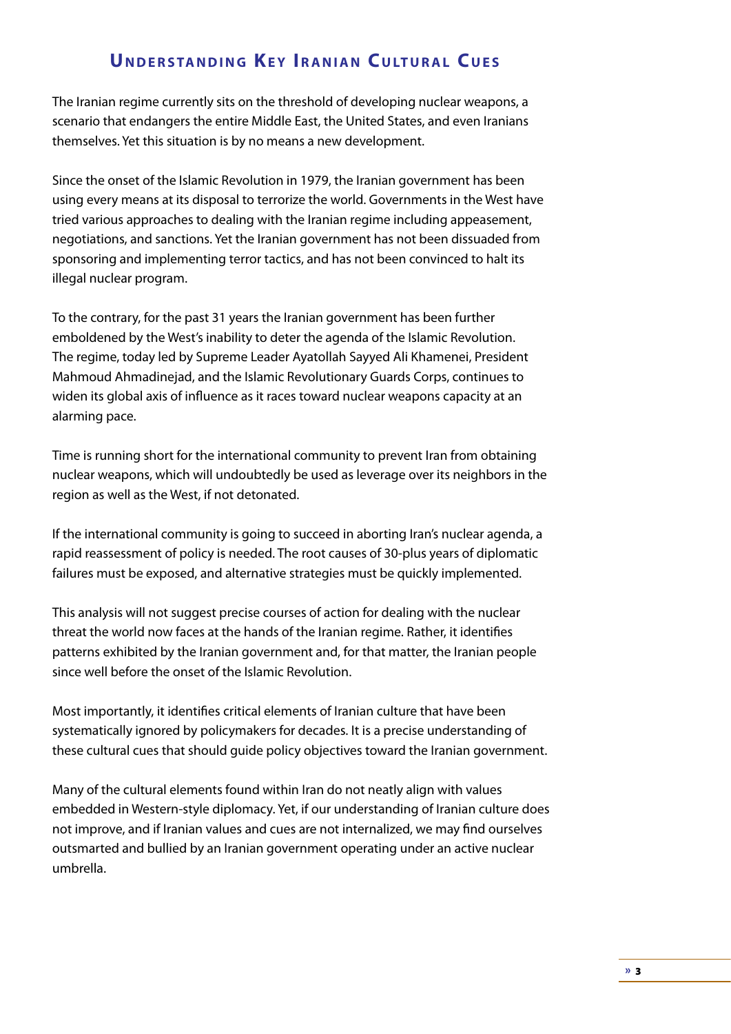## Understanding Key Iranian Cultural Cues

The Iranian regime currently sits on the threshold of developing nuclear weapons, a scenario that endangers the entire Middle East, the United States, and even Iranians themselves. Yet this situation is by no means a new development.

Since the onset of the Islamic Revolution in 1979, the Iranian government has been using every means at its disposal to terrorize the world. Governments in the West have tried various approaches to dealing with the Iranian regime including appeasement, negotiations, and sanctions. Yet the Iranian government has not been dissuaded from sponsoring and implementing terror tactics, and has not been convinced to halt its illegal nuclear program.

To the contrary, for the past 31 years the Iranian government has been further emboldened by the West's inability to deter the agenda of the Islamic Revolution. The regime, today led by Supreme Leader Ayatollah Sayyed Ali Khamenei, President Mahmoud Ahmadinejad, and the Islamic Revolutionary Guards Corps, continues to widen its global axis of influence as it races toward nuclear weapons capacity at an alarming pace.

Time is running short for the international community to prevent Iran from obtaining nuclear weapons, which will undoubtedly be used as leverage over its neighbors in the region as well as the West, if not detonated.

If the international community is going to succeed in aborting Iran's nuclear agenda, a rapid reassessment of policy is needed. The root causes of 30-plus years of diplomatic failures must be exposed, and alternative strategies must be quickly implemented.

This analysis will not suggest precise courses of action for dealing with the nuclear threat the world now faces at the hands of the Iranian regime. Rather, it identifies patterns exhibited by the Iranian government and, for that matter, the Iranian people since well before the onset of the Islamic Revolution.

Most importantly, it identifies critical elements of Iranian culture that have been systematically ignored by policymakers for decades. It is a precise understanding of these cultural cues that should guide policy objectives toward the Iranian government.

Many of the cultural elements found within Iran do not neatly align with values embedded in Western-style diplomacy. Yet, if our understanding of Iranian culture does not improve, and if Iranian values and cues are not internalized, we may find ourselves outsmarted and bullied by an Iranian government operating under an active nuclear umbrella.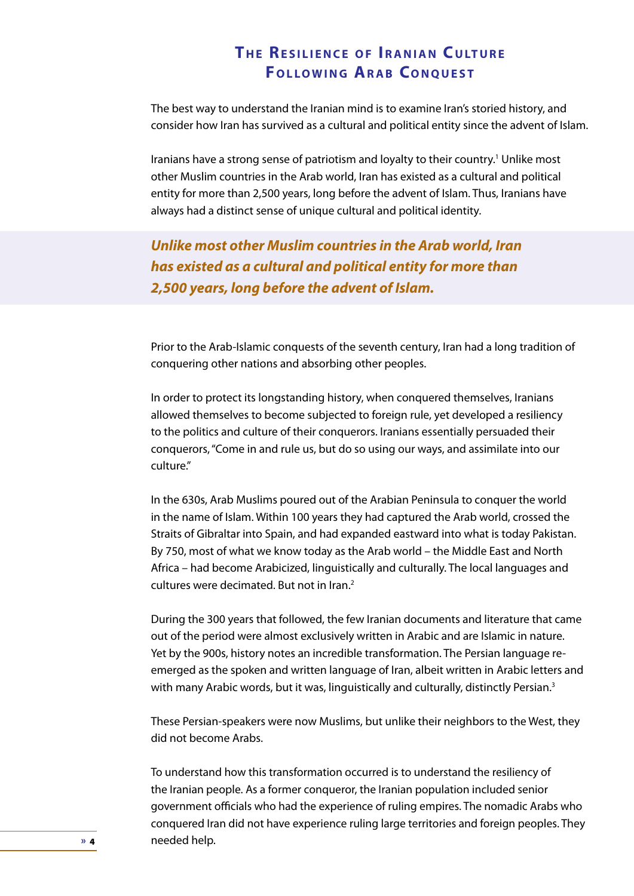## The Resilience of Iranian Culture Following Arab Conquest

The best way to understand the Iranian mind is to examine Iran's storied history, and consider how Iran has survived as a cultural and political entity since the advent of Islam.

Iranians have a strong sense of patriotism and loyalty to their country.[1] Unlike most other Muslim countries in the Arab world, Iran has existed as a cultural and political entity for more than 2,500 years, long before the advent of Islam. Thus, Iranians have always had a distinct sense of unique cultural and political identity.

***Unlike most other Muslim countries in the Arab world, Iran has existed as a cultural and political entity for more than 2,500 years, long before the advent of Islam.***

Prior to the Arab-Islamic conquests of the seventh century, Iran had a long tradition of conquering other nations and absorbing other peoples.

In order to protect its longstanding history, when conquered themselves, Iranians allowed themselves to become subjected to foreign rule, yet developed a resiliency to the politics and culture of their conquerors. Iranians essentially persuaded their conquerors, "Come in and rule us, but do so using our ways, and assimilate into our culture."

In the 630s, Arab Muslims poured out of the Arabian Peninsula to conquer the world in the name of Islam. Within 100 years they had captured the Arab world, crossed the Straits of Gibraltar into Spain, and had expanded eastward into what is today Pakistan. By 750, most of what we know today as the Arab world – the Middle East and North Africa – had become Arabicized, linguistically and culturally. The local languages and cultures were decimated. But not in Iran.[2]

During the 300 years that followed, the few Iranian documents and literature that came out of the period were almost exclusively written in Arabic and are Islamic in nature. Yet by the 900s, history notes an incredible transformation. The Persian language re-emerged as the spoken and written language of Iran, albeit written in Arabic letters and with many Arabic words, but it was, linguistically and culturally, distinctly Persian.[3]

These Persian-speakers were now Muslims, but unlike their neighbors to the West, they did not become Arabs.

To understand how this transformation occurred is to understand the resiliency of the Iranian people. As a former conqueror, the Iranian population included senior government officials who had the experience of ruling empires. The nomadic Arabs who conquered Iran did not have experience ruling large territories and foreign peoples. They needed help.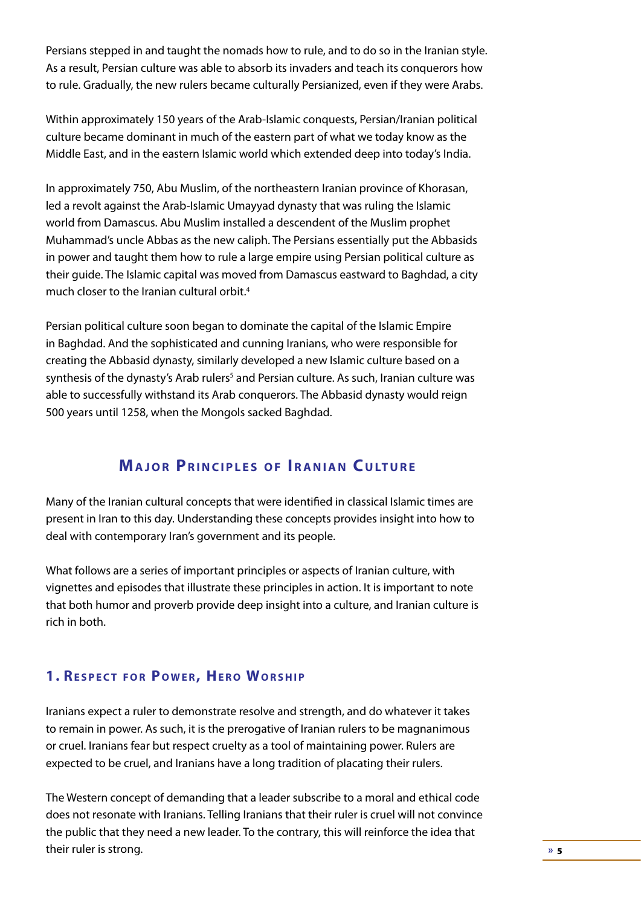Persians stepped in and taught the nomads how to rule, and to do so in the Iranian style. As a result, Persian culture was able to absorb its invaders and teach its conquerors how to rule. Gradually, the new rulers became culturally Persianized, even if they were Arabs.

Within approximately 150 years of the Arab-Islamic conquests, Persian/Iranian political culture became dominant in much of the eastern part of what we today know as the Middle East, and in the eastern Islamic world which extended deep into today's India.

In approximately 750, Abu Muslim, of the northeastern Iranian province of Khorasan, led a revolt against the Arab-Islamic Umayyad dynasty that was ruling the Islamic world from Damascus. Abu Muslim installed a descendent of the Muslim prophet Muhammad's uncle Abbas as the new caliph. The Persians essentially put the Abbasids in power and taught them how to rule a large empire using Persian political culture as their guide. The Islamic capital was moved from Damascus eastward to Baghdad, a city much closer to the Iranian cultural orbit.[4]

Persian political culture soon began to dominate the capital of the Islamic Empire in Baghdad. And the sophisticated and cunning Iranians, who were responsible for creating the Abbasid dynasty, similarly developed a new Islamic culture based on a synthesis of the dynasty's Arab rulers[5] and Persian culture. As such, Iranian culture was able to successfully withstand its Arab conquerors. The Abbasid dynasty would reign 500 years until 1258, when the Mongols sacked Baghdad.

## Major Principles of Iranian Culture

Many of the Iranian cultural concepts that were identified in classical Islamic times are present in Iran to this day. Understanding these concepts provides insight into how to deal with contemporary Iran's government and its people.

What follows are a series of important principles or aspects of Iranian culture, with vignettes and episodes that illustrate these principles in action. It is important to note that both humor and proverb provide deep insight into a culture, and Iranian culture is rich in both.

### 1. Respect for Power, Hero Worship

Iranians expect a ruler to demonstrate resolve and strength, and do whatever it takes to remain in power. As such, it is the prerogative of Iranian rulers to be magnanimous or cruel. Iranians fear but respect cruelty as a tool of maintaining power. Rulers are expected to be cruel, and Iranians have a long tradition of placating their rulers.

The Western concept of demanding that a leader subscribe to a moral and ethical code does not resonate with Iranians. Telling Iranians that their ruler is cruel will not convince the public that they need a new leader. To the contrary, this will reinforce the idea that their ruler is strong.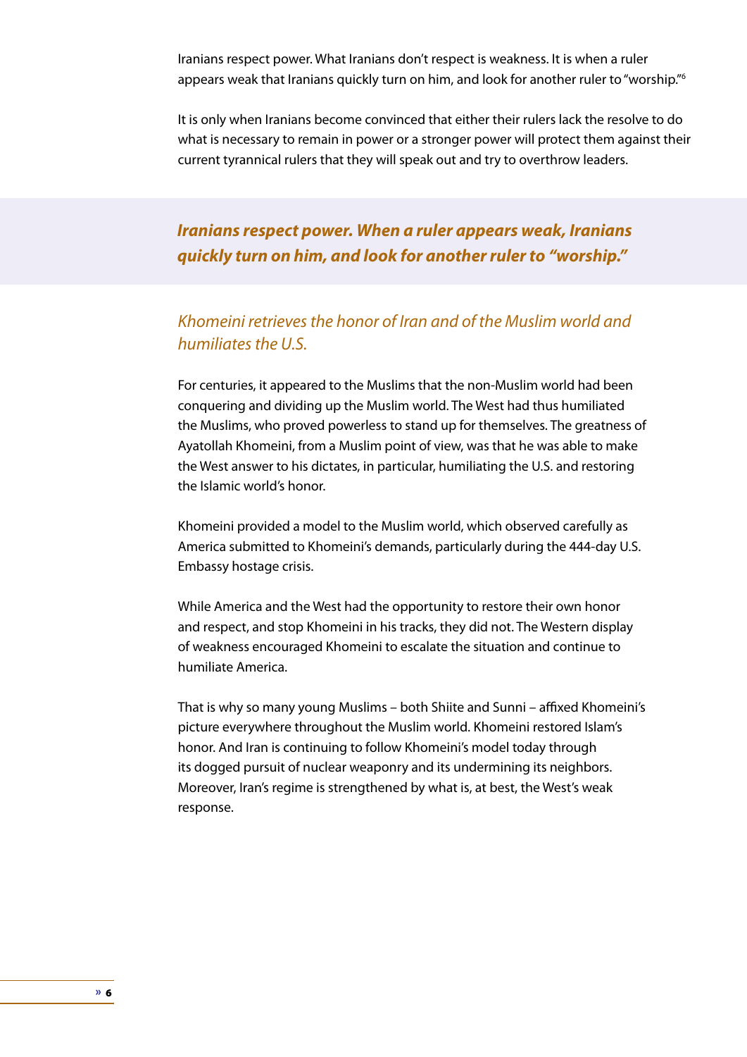Iranians respect power. What Iranians don't respect is weakness. It is when a ruler appears weak that Iranians quickly turn on him, and look for another ruler to "worship."[6]

It is only when Iranians become convinced that either their rulers lack the resolve to do what is necessary to remain in power or a stronger power will protect them against their current tyrannical rulers that they will speak out and try to overthrow leaders.

> ***Iranians respect power. When a ruler appears weak, Iranians quickly turn on him, and look for another ruler to "worship."***

### *Khomeini retrieves the honor of Iran and of the Muslim world and humiliates the U.S.*

For centuries, it appeared to the Muslims that the non-Muslim world had been conquering and dividing up the Muslim world. The West had thus humiliated the Muslims, who proved powerless to stand up for themselves. The greatness of Ayatollah Khomeini, from a Muslim point of view, was that he was able to make the West answer to his dictates, in particular, humiliating the U.S. and restoring the Islamic world's honor.

Khomeini provided a model to the Muslim world, which observed carefully as America submitted to Khomeini's demands, particularly during the 444-day U.S. Embassy hostage crisis.

While America and the West had the opportunity to restore their own honor and respect, and stop Khomeini in his tracks, they did not. The Western display of weakness encouraged Khomeini to escalate the situation and continue to humiliate America.

That is why so many young Muslims – both Shiite and Sunni – affixed Khomeini's picture everywhere throughout the Muslim world. Khomeini restored Islam's honor. And Iran is continuing to follow Khomeini's model today through its dogged pursuit of nuclear weaponry and its undermining its neighbors. Moreover, Iran's regime is strengthened by what is, at best, the West's weak response.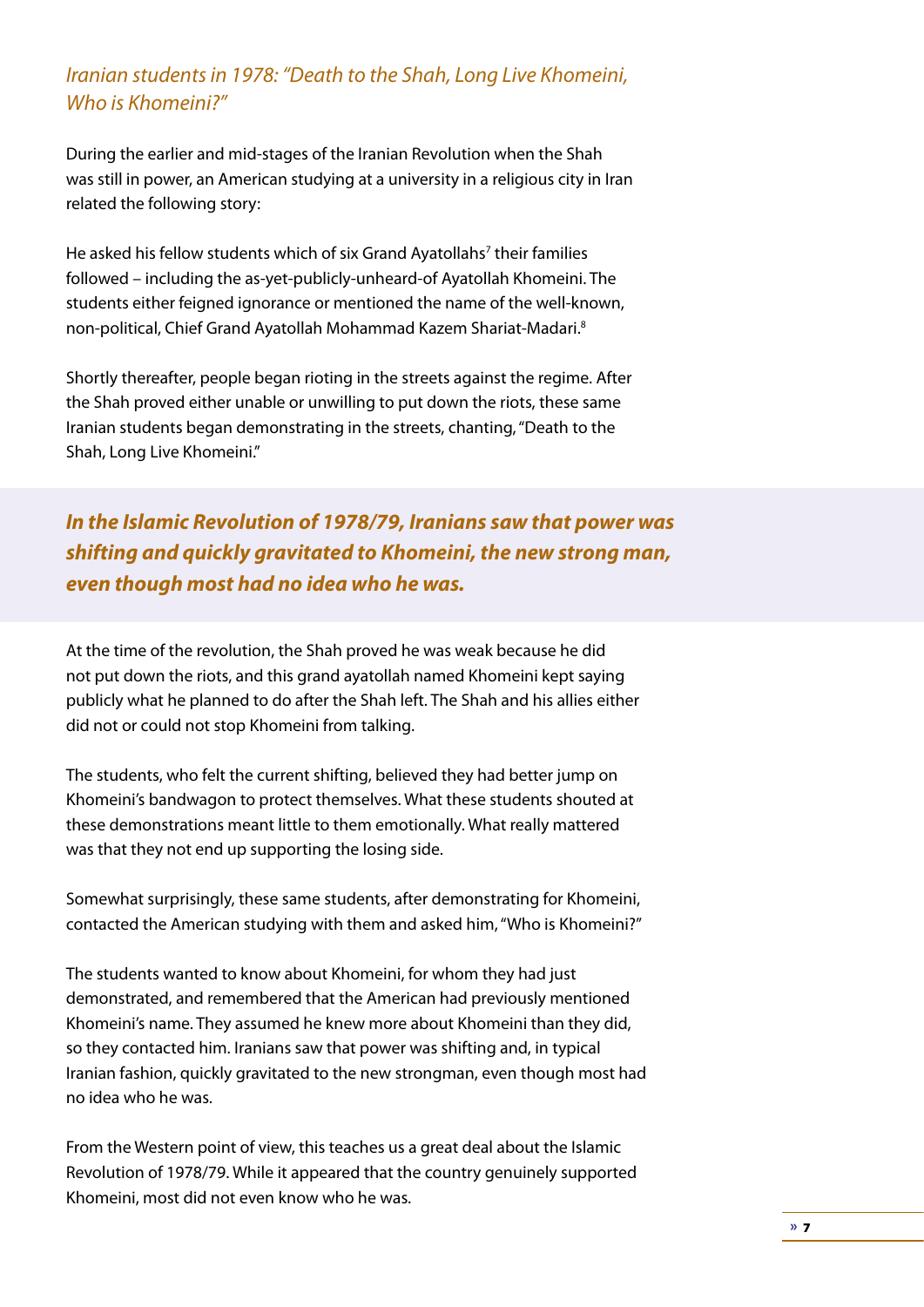### *Iranian students in 1978: "Death to the Shah, Long Live Khomeini, Who is Khomeini?"*

During the earlier and mid-stages of the Iranian Revolution when the Shah was still in power, an American studying at a university in a religious city in Iran related the following story:

He asked his fellow students which of six Grand Ayatollahs[7] their families followed – including the as-yet-publicly-unheard-of Ayatollah Khomeini. The students either feigned ignorance or mentioned the name of the well-known, non-political, Chief Grand Ayatollah Mohammad Kazem Shariat-Madari.[8]

Shortly thereafter, people began rioting in the streets against the regime. After the Shah proved either unable or unwilling to put down the riots, these same Iranian students began demonstrating in the streets, chanting, "Death to the Shah, Long Live Khomeini."

***In the Islamic Revolution of 1978/79, Iranians saw that power was shifting and quickly gravitated to Khomeini, the new strong man, even though most had no idea who he was.***

At the time of the revolution, the Shah proved he was weak because he did not put down the riots, and this grand ayatollah named Khomeini kept saying publicly what he planned to do after the Shah left. The Shah and his allies either did not or could not stop Khomeini from talking.

The students, who felt the current shifting, believed they had better jump on Khomeini's bandwagon to protect themselves. What these students shouted at these demonstrations meant little to them emotionally. What really mattered was that they not end up supporting the losing side.

Somewhat surprisingly, these same students, after demonstrating for Khomeini, contacted the American studying with them and asked him, "Who is Khomeini?"

The students wanted to know about Khomeini, for whom they had just demonstrated, and remembered that the American had previously mentioned Khomeini's name. They assumed he knew more about Khomeini than they did, so they contacted him. Iranians saw that power was shifting and, in typical Iranian fashion, quickly gravitated to the new strongman, even though most had no idea who he was.

From the Western point of view, this teaches us a great deal about the Islamic Revolution of 1978/79. While it appeared that the country genuinely supported Khomeini, most did not even know who he was.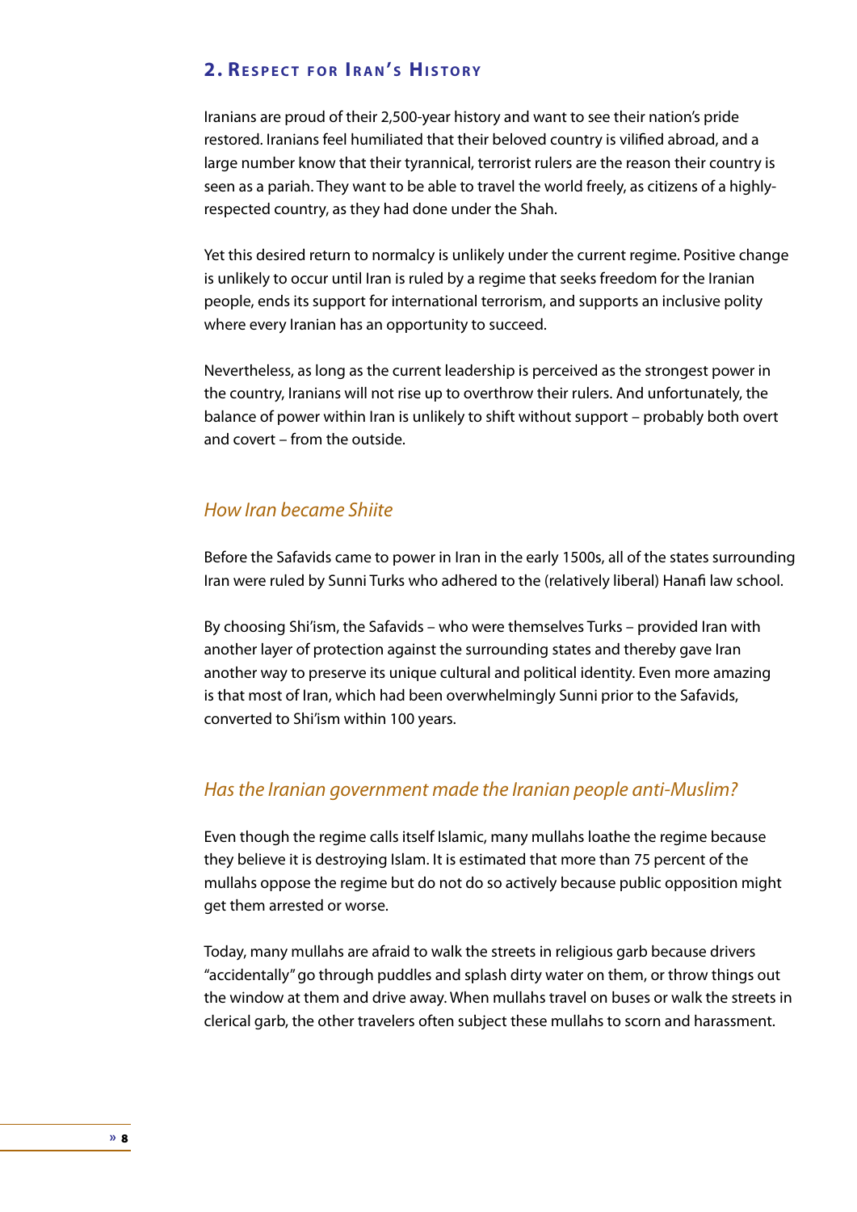## 2. Respect for Iran's History

Iranians are proud of their 2,500-year history and want to see their nation's pride restored. Iranians feel humiliated that their beloved country is vilified abroad, and a large number know that their tyrannical, terrorist rulers are the reason their country is seen as a pariah. They want to be able to travel the world freely, as citizens of a highly-respected country, as they had done under the Shah.

Yet this desired return to normalcy is unlikely under the current regime. Positive change is unlikely to occur until Iran is ruled by a regime that seeks freedom for the Iranian people, ends its support for international terrorism, and supports an inclusive polity where every Iranian has an opportunity to succeed.

Nevertheless, as long as the current leadership is perceived as the strongest power in the country, Iranians will not rise up to overthrow their rulers. And unfortunately, the balance of power within Iran is unlikely to shift without support – probably both overt and covert – from the outside.

### *How Iran became Shiite*

Before the Safavids came to power in Iran in the early 1500s, all of the states surrounding Iran were ruled by Sunni Turks who adhered to the (relatively liberal) Hanafi law school.

By choosing Shi'ism, the Safavids – who were themselves Turks – provided Iran with another layer of protection against the surrounding states and thereby gave Iran another way to preserve its unique cultural and political identity. Even more amazing is that most of Iran, which had been overwhelmingly Sunni prior to the Safavids, converted to Shi'ism within 100 years.

### *Has the Iranian government made the Iranian people anti-Muslim?*

Even though the regime calls itself Islamic, many mullahs loathe the regime because they believe it is destroying Islam. It is estimated that more than 75 percent of the mullahs oppose the regime but do not do so actively because public opposition might get them arrested or worse.

Today, many mullahs are afraid to walk the streets in religious garb because drivers "accidentally" go through puddles and splash dirty water on them, or throw things out the window at them and drive away. When mullahs travel on buses or walk the streets in clerical garb, the other travelers often subject these mullahs to scorn and harassment.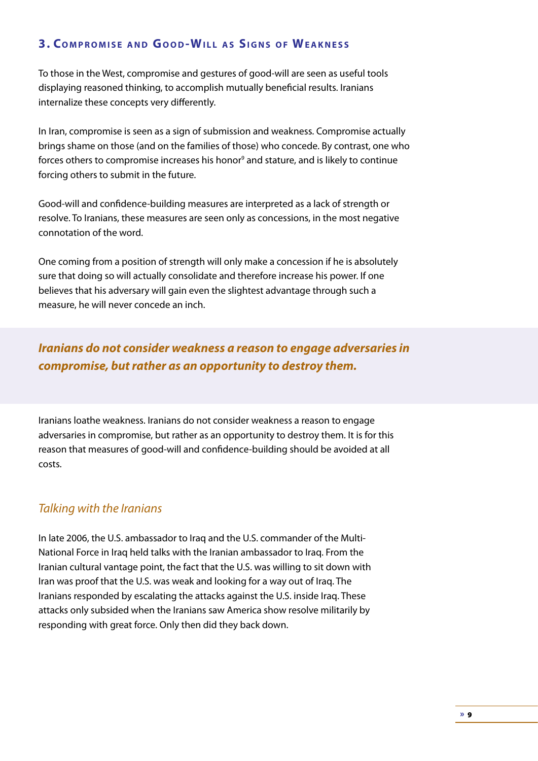## 3. Compromise and Good-Will as Signs of Weakness

To those in the West, compromise and gestures of good-will are seen as useful tools displaying reasoned thinking, to accomplish mutually beneficial results. Iranians internalize these concepts very differently.

In Iran, compromise is seen as a sign of submission and weakness. Compromise actually brings shame on those (and on the families of those) who concede. By contrast, one who forces others to compromise increases his honor[9] and stature, and is likely to continue forcing others to submit in the future.

Good-will and confidence-building measures are interpreted as a lack of strength or resolve. To Iranians, these measures are seen only as concessions, in the most negative connotation of the word.

One coming from a position of strength will only make a concession if he is absolutely sure that doing so will actually consolidate and therefore increase his power. If one believes that his adversary will gain even the slightest advantage through such a measure, he will never concede an inch.

***Iranians do not consider weakness a reason to engage adversaries in compromise, but rather as an opportunity to destroy them.***

Iranians loathe weakness. Iranians do not consider weakness a reason to engage adversaries in compromise, but rather as an opportunity to destroy them. It is for this reason that measures of good-will and confidence-building should be avoided at all costs.

### *Talking with the Iranians*

In late 2006, the U.S. ambassador to Iraq and the U.S. commander of the Multi-National Force in Iraq held talks with the Iranian ambassador to Iraq. From the Iranian cultural vantage point, the fact that the U.S. was willing to sit down with Iran was proof that the U.S. was weak and looking for a way out of Iraq. The Iranians responded by escalating the attacks against the U.S. inside Iraq. These attacks only subsided when the Iranians saw America show resolve militarily by responding with great force. Only then did they back down.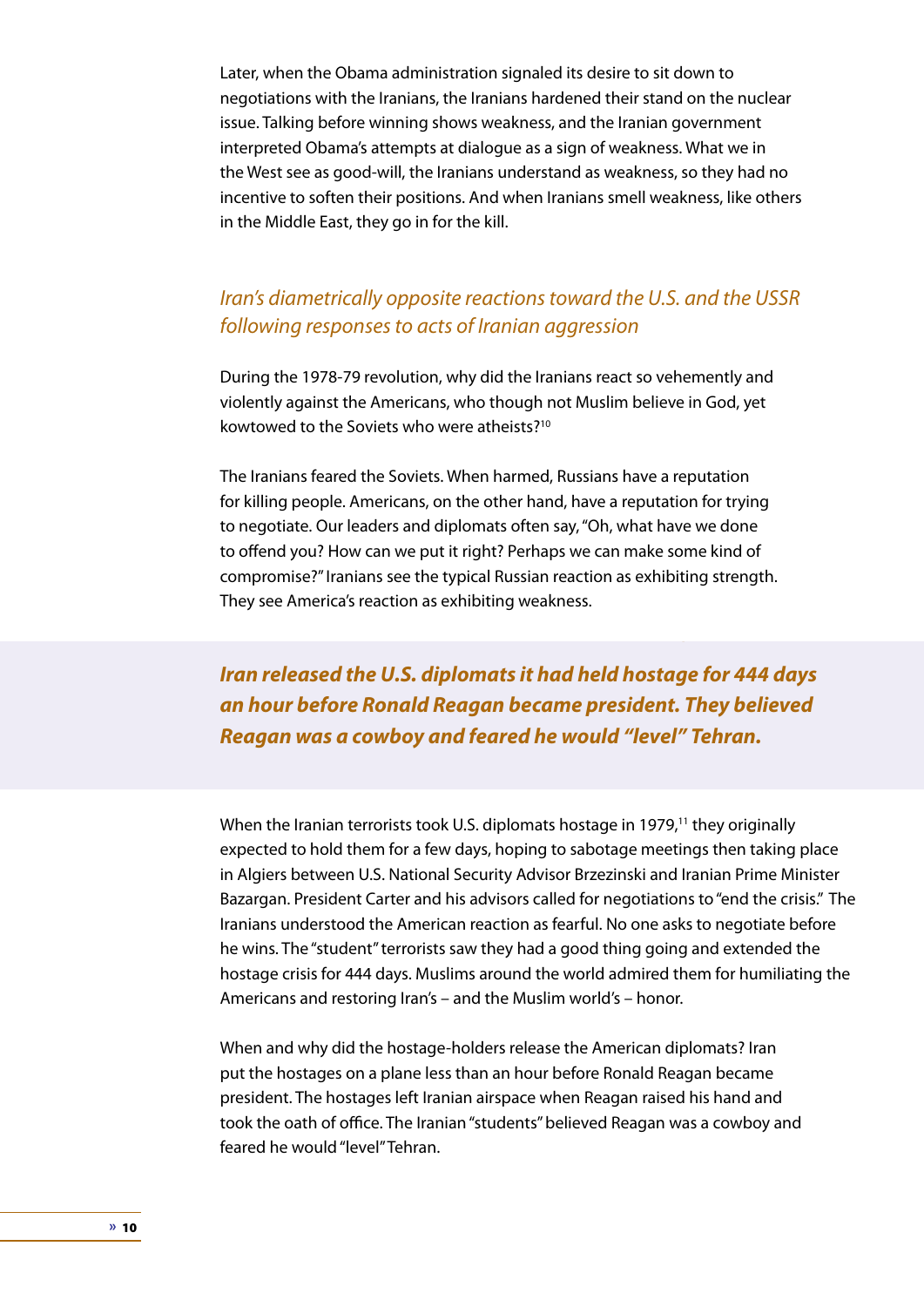Later, when the Obama administration signaled its desire to sit down to negotiations with the Iranians, the Iranians hardened their stand on the nuclear issue. Talking before winning shows weakness, and the Iranian government interpreted Obama's attempts at dialogue as a sign of weakness. What we in the West see as good-will, the Iranians understand as weakness, so they had no incentive to soften their positions. And when Iranians smell weakness, like others in the Middle East, they go in for the kill.

### *Iran's diametrically opposite reactions toward the U.S. and the USSR following responses to acts of Iranian aggression*

During the 1978-79 revolution, why did the Iranians react so vehemently and violently against the Americans, who though not Muslim believe in God, yet kowtowed to the Soviets who were atheists?[10]

The Iranians feared the Soviets. When harmed, Russians have a reputation for killing people. Americans, on the other hand, have a reputation for trying to negotiate. Our leaders and diplomats often say, "Oh, what have we done to offend you? How can we put it right? Perhaps we can make some kind of compromise?" Iranians see the typical Russian reaction as exhibiting strength. They see America's reaction as exhibiting weakness.

> ***Iran released the U.S. diplomats it had held hostage for 444 days an hour before Ronald Reagan became president. They believed Reagan was a cowboy and feared he would "level" Tehran.***

When the Iranian terrorists took U.S. diplomats hostage in 1979,[11] they originally expected to hold them for a few days, hoping to sabotage meetings then taking place in Algiers between U.S. National Security Advisor Brzezinski and Iranian Prime Minister Bazargan. President Carter and his advisors called for negotiations to "end the crisis." The Iranians understood the American reaction as fearful. No one asks to negotiate before he wins. The "student" terrorists saw they had a good thing going and extended the hostage crisis for 444 days. Muslims around the world admired them for humiliating the Americans and restoring Iran's – and the Muslim world's – honor.

When and why did the hostage-holders release the American diplomats? Iran put the hostages on a plane less than an hour before Ronald Reagan became president. The hostages left Iranian airspace when Reagan raised his hand and took the oath of office. The Iranian "students" believed Reagan was a cowboy and feared he would "level" Tehran.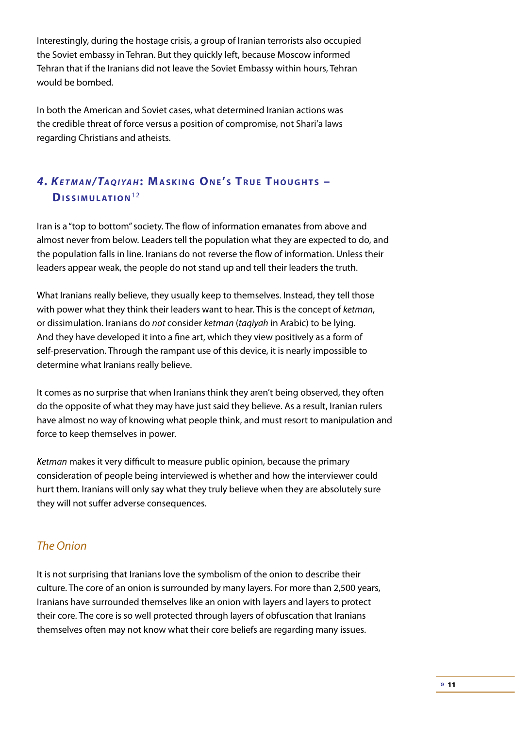Interestingly, during the hostage crisis, a group of Iranian terrorists also occupied the Soviet embassy in Tehran. But they quickly left, because Moscow informed Tehran that if the Iranians did not leave the Soviet Embassy within hours, Tehran would be bombed.

In both the American and Soviet cases, what determined Iranian actions was the credible threat of force versus a position of compromise, not Shari'a laws regarding Christians and atheists.

## 4. *Ketman/Taqiyah*: Masking One's True Thoughts – Dissimulation[12]

Iran is a "top to bottom" society. The flow of information emanates from above and almost never from below. Leaders tell the population what they are expected to do, and the population falls in line. Iranians do not reverse the flow of information. Unless their leaders appear weak, the people do not stand up and tell their leaders the truth.

What Iranians really believe, they usually keep to themselves. Instead, they tell those with power what they think their leaders want to hear. This is the concept of *ketman*, or dissimulation. Iranians do *not* consider *ketman* (*taqiyah* in Arabic) to be lying. And they have developed it into a fine art, which they view positively as a form of self-preservation. Through the rampant use of this device, it is nearly impossible to determine what Iranians really believe.

It comes as no surprise that when Iranians think they aren't being observed, they often do the opposite of what they may have just said they believe. As a result, Iranian rulers have almost no way of knowing what people think, and must resort to manipulation and force to keep themselves in power.

*Ketman* makes it very difficult to measure public opinion, because the primary consideration of people being interviewed is whether and how the interviewer could hurt them. Iranians will only say what they truly believe when they are absolutely sure they will not suffer adverse consequences.

### *The Onion*

It is not surprising that Iranians love the symbolism of the onion to describe their culture. The core of an onion is surrounded by many layers. For more than 2,500 years, Iranians have surrounded themselves like an onion with layers and layers to protect their core. The core is so well protected through layers of obfuscation that Iranians themselves often may not know what their core beliefs are regarding many issues.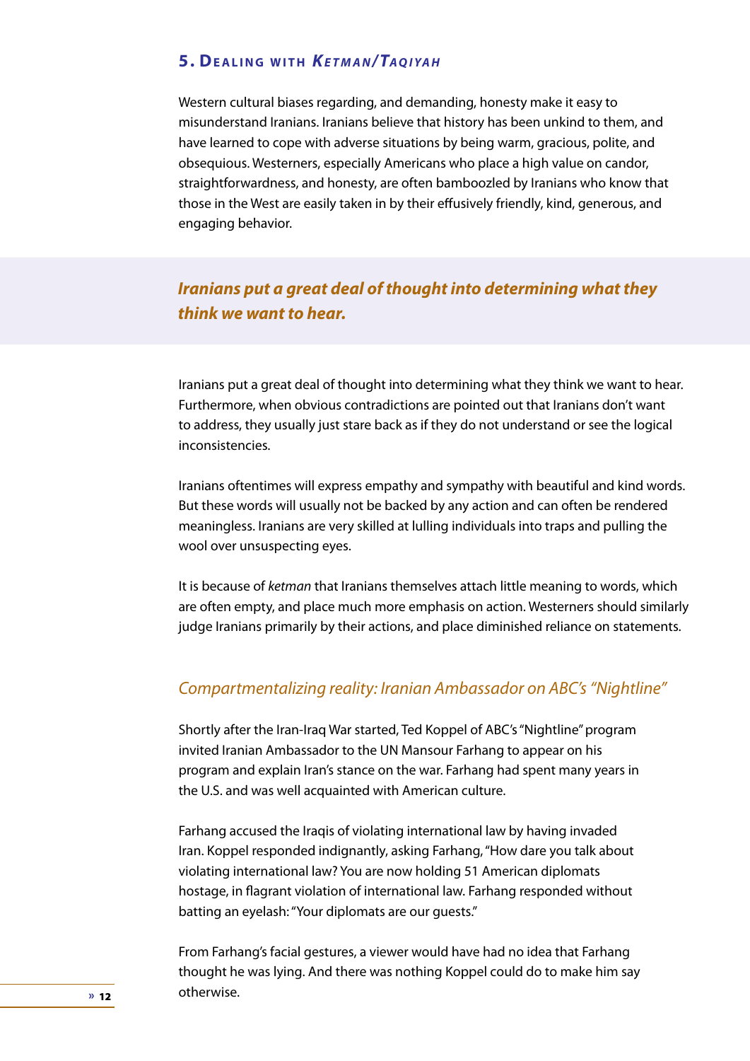## 5. Dealing with *Ketman/Taqiyah*

Western cultural biases regarding, and demanding, honesty make it easy to misunderstand Iranians. Iranians believe that history has been unkind to them, and have learned to cope with adverse situations by being warm, gracious, polite, and obsequious. Westerners, especially Americans who place a high value on candor, straightforwardness, and honesty, are often bamboozled by Iranians who know that those in the West are easily taken in by their effusively friendly, kind, generous, and engaging behavior.

***Iranians put a great deal of thought into determining what they think we want to hear.***

Iranians put a great deal of thought into determining what they think we want to hear. Furthermore, when obvious contradictions are pointed out that Iranians don't want to address, they usually just stare back as if they do not understand or see the logical inconsistencies.

Iranians oftentimes will express empathy and sympathy with beautiful and kind words. But these words will usually not be backed by any action and can often be rendered meaningless. Iranians are very skilled at lulling individuals into traps and pulling the wool over unsuspecting eyes.

It is because of *ketman* that Iranians themselves attach little meaning to words, which are often empty, and place much more emphasis on action. Westerners should similarly judge Iranians primarily by their actions, and place diminished reliance on statements.

### *Compartmentalizing reality: Iranian Ambassador on ABC's "Nightline"*

Shortly after the Iran-Iraq War started, Ted Koppel of ABC's "Nightline" program invited Iranian Ambassador to the UN Mansour Farhang to appear on his program and explain Iran's stance on the war. Farhang had spent many years in the U.S. and was well acquainted with American culture.

Farhang accused the Iraqis of violating international law by having invaded Iran. Koppel responded indignantly, asking Farhang, "How dare you talk about violating international law? You are now holding 51 American diplomats hostage, in flagrant violation of international law. Farhang responded without batting an eyelash: "Your diplomats are our guests."

From Farhang's facial gestures, a viewer would have had no idea that Farhang thought he was lying. And there was nothing Koppel could do to make him say otherwise.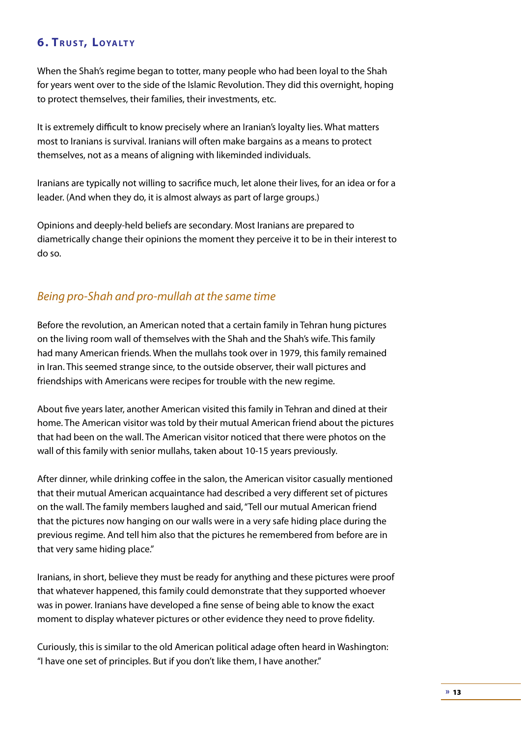## 6. Trust, Loyalty

When the Shah's regime began to totter, many people who had been loyal to the Shah for years went over to the side of the Islamic Revolution. They did this overnight, hoping to protect themselves, their families, their investments, etc.

It is extremely difficult to know precisely where an Iranian's loyalty lies. What matters most to Iranians is survival. Iranians will often make bargains as a means to protect themselves, not as a means of aligning with likeminded individuals.

Iranians are typically not willing to sacrifice much, let alone their lives, for an idea or for a leader. (And when they do, it is almost always as part of large groups.)

Opinions and deeply-held beliefs are secondary. Most Iranians are prepared to diametrically change their opinions the moment they perceive it to be in their interest to do so.

### *Being pro-Shah and pro-mullah at the same time*

Before the revolution, an American noted that a certain family in Tehran hung pictures on the living room wall of themselves with the Shah and the Shah's wife. This family had many American friends. When the mullahs took over in 1979, this family remained in Iran. This seemed strange since, to the outside observer, their wall pictures and friendships with Americans were recipes for trouble with the new regime.

About five years later, another American visited this family in Tehran and dined at their home. The American visitor was told by their mutual American friend about the pictures that had been on the wall. The American visitor noticed that there were photos on the wall of this family with senior mullahs, taken about 10-15 years previously.

After dinner, while drinking coffee in the salon, the American visitor casually mentioned that their mutual American acquaintance had described a very different set of pictures on the wall. The family members laughed and said, "Tell our mutual American friend that the pictures now hanging on our walls were in a very safe hiding place during the previous regime. And tell him also that the pictures he remembered from before are in that very same hiding place."

Iranians, in short, believe they must be ready for anything and these pictures were proof that whatever happened, this family could demonstrate that they supported whoever was in power. Iranians have developed a fine sense of being able to know the exact moment to display whatever pictures or other evidence they need to prove fidelity.

Curiously, this is similar to the old American political adage often heard in Washington: "I have one set of principles. But if you don't like them, I have another."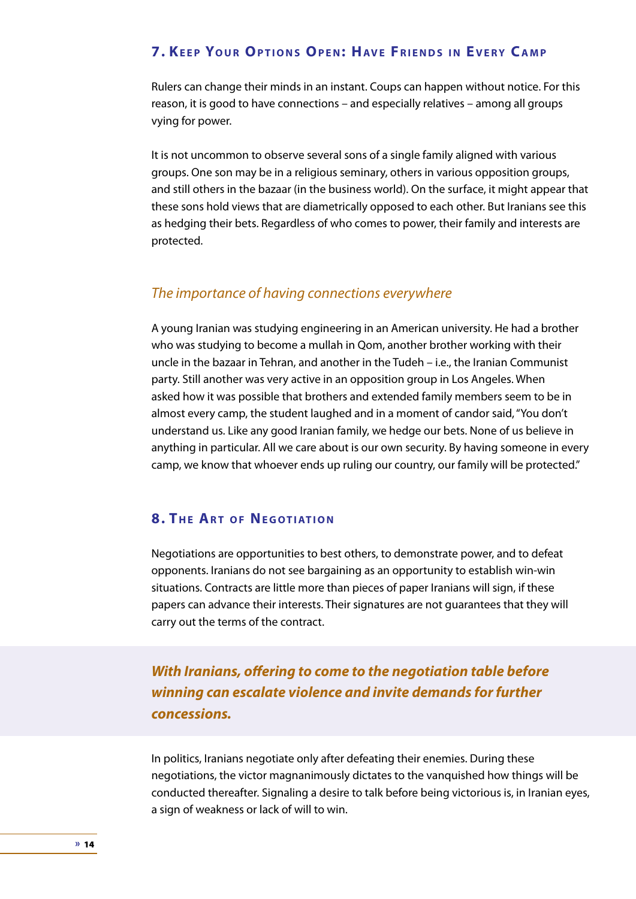## 7. Keep Your Options Open: Have Friends in Every Camp

Rulers can change their minds in an instant. Coups can happen without notice. For this reason, it is good to have connections – and especially relatives – among all groups vying for power.

It is not uncommon to observe several sons of a single family aligned with various groups. One son may be in a religious seminary, others in various opposition groups, and still others in the bazaar (in the business world). On the surface, it might appear that these sons hold views that are diametrically opposed to each other. But Iranians see this as hedging their bets. Regardless of who comes to power, their family and interests are protected.

### *The importance of having connections everywhere*

A young Iranian was studying engineering in an American university. He had a brother who was studying to become a mullah in Qom, another brother working with their uncle in the bazaar in Tehran, and another in the Tudeh – i.e., the Iranian Communist party. Still another was very active in an opposition group in Los Angeles. When asked how it was possible that brothers and extended family members seem to be in almost every camp, the student laughed and in a moment of candor said, "You don't understand us. Like any good Iranian family, we hedge our bets. None of us believe in anything in particular. All we care about is our own security. By having someone in every camp, we know that whoever ends up ruling our country, our family will be protected."

## 8. The Art of Negotiation

Negotiations are opportunities to best others, to demonstrate power, and to defeat opponents. Iranians do not see bargaining as an opportunity to establish win-win situations. Contracts are little more than pieces of paper Iranians will sign, if these papers can advance their interests. Their signatures are not guarantees that they will carry out the terms of the contract.

***With Iranians, offering to come to the negotiation table before winning can escalate violence and invite demands for further concessions.***

In politics, Iranians negotiate only after defeating their enemies. During these negotiations, the victor magnanimously dictates to the vanquished how things will be conducted thereafter. Signaling a desire to talk before being victorious is, in Iranian eyes, a sign of weakness or lack of will to win.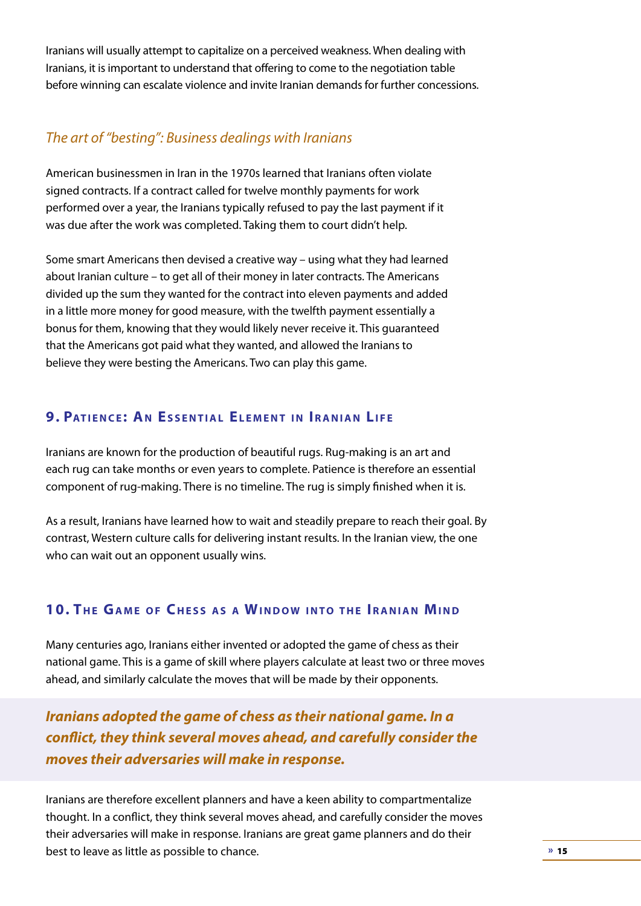Iranians will usually attempt to capitalize on a perceived weakness. When dealing with Iranians, it is important to understand that offering to come to the negotiation table before winning can escalate violence and invite Iranian demands for further concessions.

### *The art of "besting": Business dealings with Iranians*

American businessmen in Iran in the 1970s learned that Iranians often violate signed contracts. If a contract called for twelve monthly payments for work performed over a year, the Iranians typically refused to pay the last payment if it was due after the work was completed. Taking them to court didn't help.

Some smart Americans then devised a creative way – using what they had learned about Iranian culture – to get all of their money in later contracts. The Americans divided up the sum they wanted for the contract into eleven payments and added in a little more money for good measure, with the twelfth payment essentially a bonus for them, knowing that they would likely never receive it. This guaranteed that the Americans got paid what they wanted, and allowed the Iranians to believe they were besting the Americans. Two can play this game.

## 9. Patience: An Essential Element in Iranian Life

Iranians are known for the production of beautiful rugs. Rug-making is an art and each rug can take months or even years to complete. Patience is therefore an essential component of rug-making. There is no timeline. The rug is simply finished when it is.

As a result, Iranians have learned how to wait and steadily prepare to reach their goal. By contrast, Western culture calls for delivering instant results. In the Iranian view, the one who can wait out an opponent usually wins.

## 10. The Game of Chess as a Window into the Iranian Mind

Many centuries ago, Iranians either invented or adopted the game of chess as their national game. This is a game of skill where players calculate at least two or three moves ahead, and similarly calculate the moves that will be made by their opponents.

***Iranians adopted the game of chess as their national game. In a conflict, they think several moves ahead, and carefully consider the moves their adversaries will make in response.***

Iranians are therefore excellent planners and have a keen ability to compartmentalize thought. In a conflict, they think several moves ahead, and carefully consider the moves their adversaries will make in response. Iranians are great game planners and do their best to leave as little as possible to chance.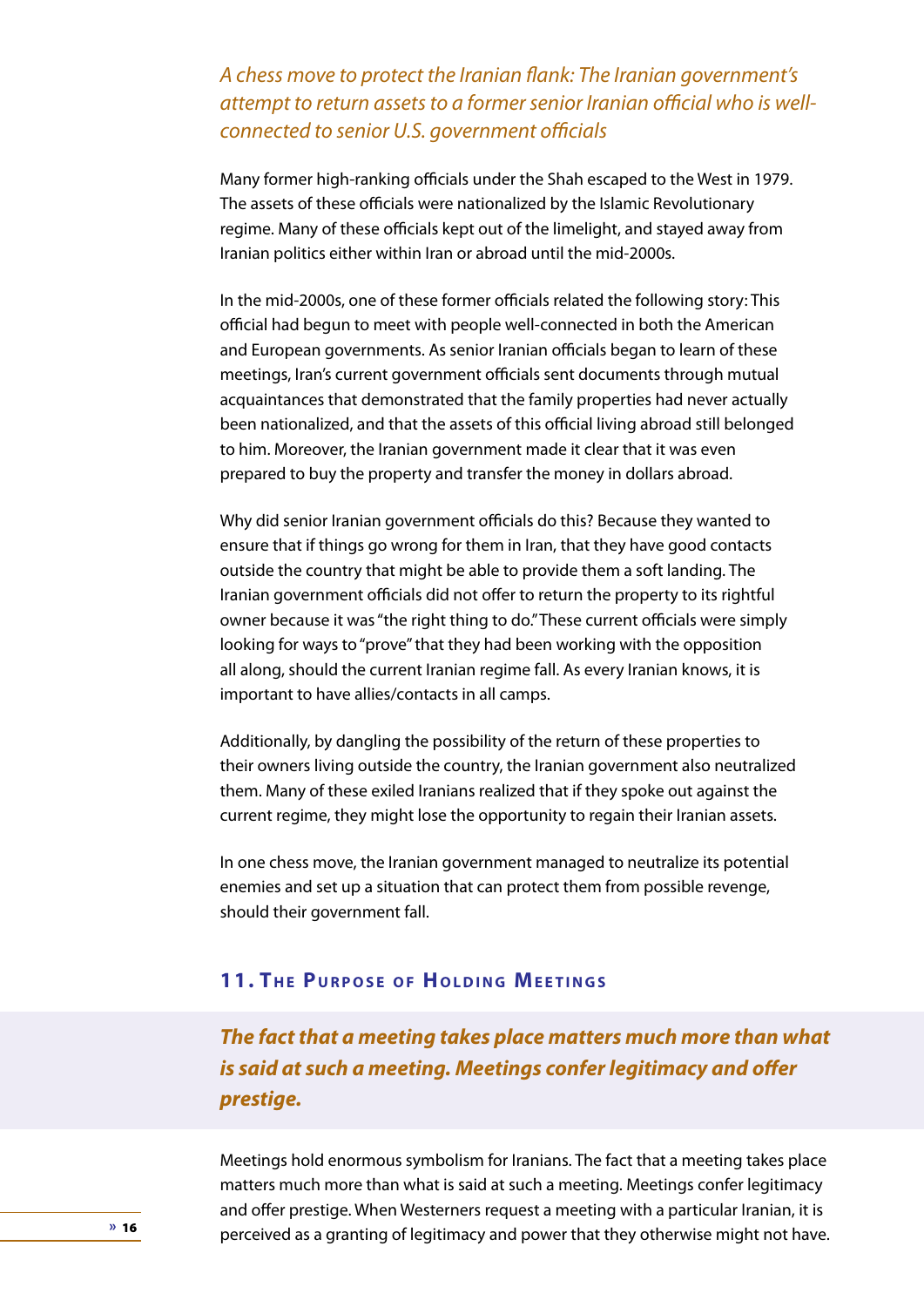*A chess move to protect the Iranian flank: The Iranian government's attempt to return assets to a former senior Iranian official who is well-connected to senior U.S. government officials*

Many former high-ranking officials under the Shah escaped to the West in 1979. The assets of these officials were nationalized by the Islamic Revolutionary regime. Many of these officials kept out of the limelight, and stayed away from Iranian politics either within Iran or abroad until the mid-2000s.

In the mid-2000s, one of these former officials related the following story: This official had begun to meet with people well-connected in both the American and European governments. As senior Iranian officials began to learn of these meetings, Iran's current government officials sent documents through mutual acquaintances that demonstrated that the family properties had never actually been nationalized, and that the assets of this official living abroad still belonged to him. Moreover, the Iranian government made it clear that it was even prepared to buy the property and transfer the money in dollars abroad.

Why did senior Iranian government officials do this? Because they wanted to ensure that if things go wrong for them in Iran, that they have good contacts outside the country that might be able to provide them a soft landing. The Iranian government officials did not offer to return the property to its rightful owner because it was "the right thing to do." These current officials were simply looking for ways to "prove" that they had been working with the opposition all along, should the current Iranian regime fall. As every Iranian knows, it is important to have allies/contacts in all camps.

Additionally, by dangling the possibility of the return of these properties to their owners living outside the country, the Iranian government also neutralized them. Many of these exiled Iranians realized that if they spoke out against the current regime, they might lose the opportunity to regain their Iranian assets.

In one chess move, the Iranian government managed to neutralize its potential enemies and set up a situation that can protect them from possible revenge, should their government fall.

## 11. The Purpose of Holding Meetings

***The fact that a meeting takes place matters much more than what is said at such a meeting. Meetings confer legitimacy and offer prestige.***

Meetings hold enormous symbolism for Iranians. The fact that a meeting takes place matters much more than what is said at such a meeting. Meetings confer legitimacy and offer prestige. When Westerners request a meeting with a particular Iranian, it is perceived as a granting of legitimacy and power that they otherwise might not have.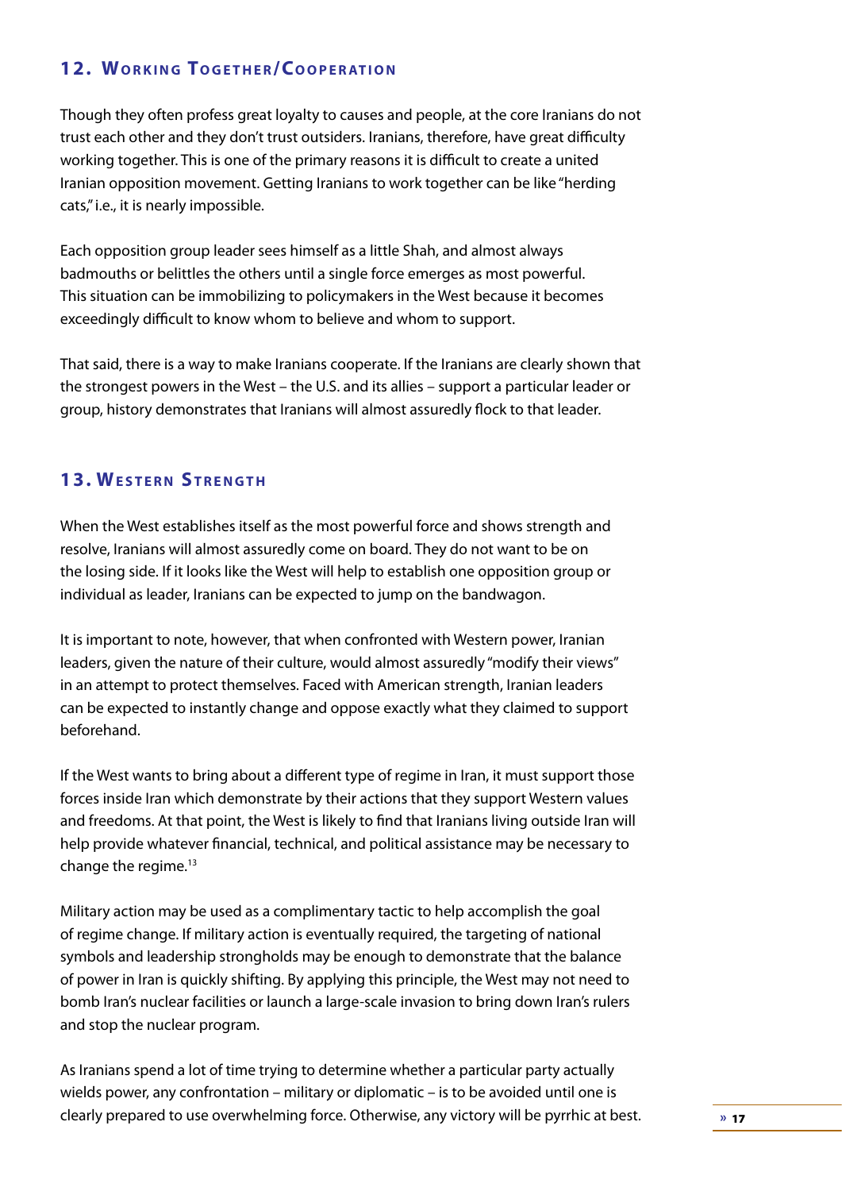## 12. Working Together/Cooperation

Though they often profess great loyalty to causes and people, at the core Iranians do not trust each other and they don't trust outsiders. Iranians, therefore, have great difficulty working together. This is one of the primary reasons it is difficult to create a united Iranian opposition movement. Getting Iranians to work together can be like "herding cats," i.e., it is nearly impossible.

Each opposition group leader sees himself as a little Shah, and almost always badmouths or belittles the others until a single force emerges as most powerful. This situation can be immobilizing to policymakers in the West because it becomes exceedingly difficult to know whom to believe and whom to support.

That said, there is a way to make Iranians cooperate. If the Iranians are clearly shown that the strongest powers in the West – the U.S. and its allies – support a particular leader or group, history demonstrates that Iranians will almost assuredly flock to that leader.

## 13. Western Strength

When the West establishes itself as the most powerful force and shows strength and resolve, Iranians will almost assuredly come on board. They do not want to be on the losing side. If it looks like the West will help to establish one opposition group or individual as leader, Iranians can be expected to jump on the bandwagon.

It is important to note, however, that when confronted with Western power, Iranian leaders, given the nature of their culture, would almost assuredly "modify their views" in an attempt to protect themselves. Faced with American strength, Iranian leaders can be expected to instantly change and oppose exactly what they claimed to support beforehand.

If the West wants to bring about a different type of regime in Iran, it must support those forces inside Iran which demonstrate by their actions that they support Western values and freedoms. At that point, the West is likely to find that Iranians living outside Iran will help provide whatever financial, technical, and political assistance may be necessary to change the regime.[13]

Military action may be used as a complimentary tactic to help accomplish the goal of regime change. If military action is eventually required, the targeting of national symbols and leadership strongholds may be enough to demonstrate that the balance of power in Iran is quickly shifting. By applying this principle, the West may not need to bomb Iran's nuclear facilities or launch a large-scale invasion to bring down Iran's rulers and stop the nuclear program.

As Iranians spend a lot of time trying to determine whether a particular party actually wields power, any confrontation – military or diplomatic – is to be avoided until one is clearly prepared to use overwhelming force. Otherwise, any victory will be pyrrhic at best.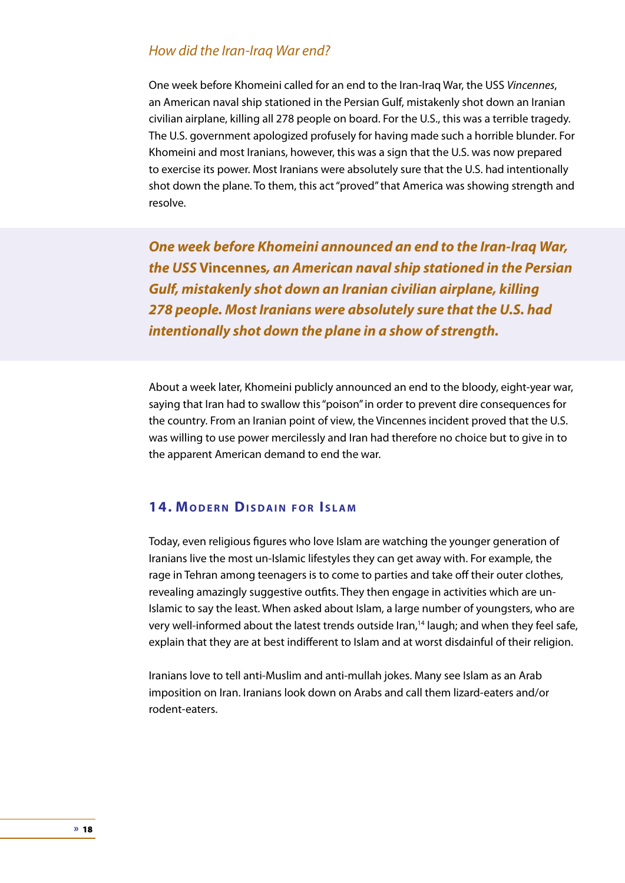### *How did the Iran-Iraq War end?*

One week before Khomeini called for an end to the Iran-Iraq War, the USS *Vincennes*, an American naval ship stationed in the Persian Gulf, mistakenly shot down an Iranian civilian airplane, killing all 278 people on board. For the U.S., this was a terrible tragedy. The U.S. government apologized profusely for having made such a horrible blunder. For Khomeini and most Iranians, however, this was a sign that the U.S. was now prepared to exercise its power. Most Iranians were absolutely sure that the U.S. had intentionally shot down the plane. To them, this act "proved" that America was showing strength and resolve.

> ***One week before Khomeini announced an end to the Iran-Iraq War, the USS* Vincennes*, an American naval ship stationed in the Persian Gulf, mistakenly shot down an Iranian civilian airplane, killing 278 people. Most Iranians were absolutely sure that the U.S. had intentionally shot down the plane in a show of strength.***

About a week later, Khomeini publicly announced an end to the bloody, eight-year war, saying that Iran had to swallow this "poison" in order to prevent dire consequences for the country. From an Iranian point of view, the Vincennes incident proved that the U.S. was willing to use power mercilessly and Iran had therefore no choice but to give in to the apparent American demand to end the war.

## 14. Modern Disdain for Islam

Today, even religious figures who love Islam are watching the younger generation of Iranians live the most un-Islamic lifestyles they can get away with. For example, the rage in Tehran among teenagers is to come to parties and take off their outer clothes, revealing amazingly suggestive outfits. They then engage in activities which are un-Islamic to say the least. When asked about Islam, a large number of youngsters, who are very well-informed about the latest trends outside Iran,[14] laugh; and when they feel safe, explain that they are at best indifferent to Islam and at worst disdainful of their religion.

Iranians love to tell anti-Muslim and anti-mullah jokes. Many see Islam as an Arab imposition on Iran. Iranians look down on Arabs and call them lizard-eaters and/or rodent-eaters.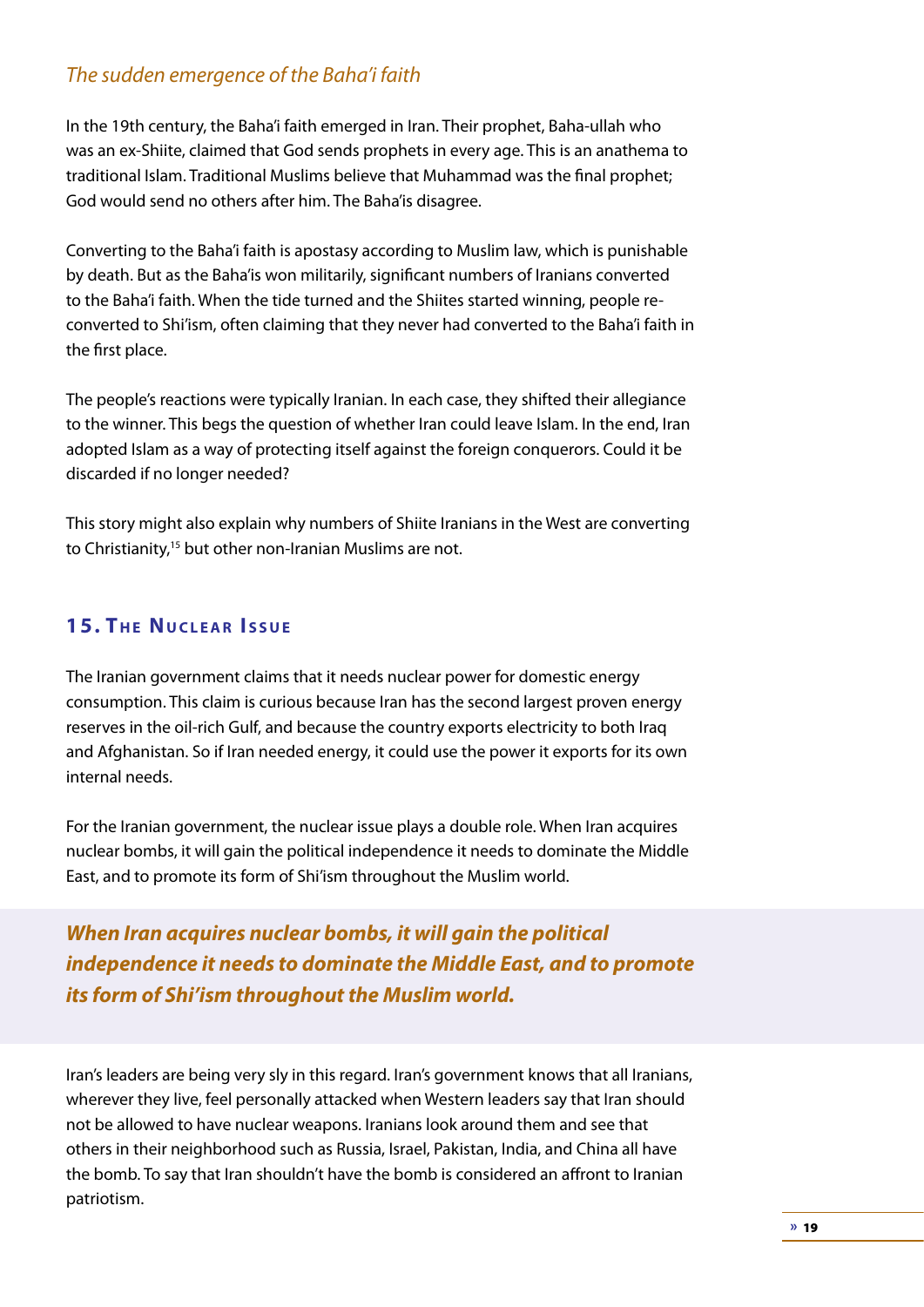*The sudden emergence of the Baha'i faith*

In the 19th century, the Baha'i faith emerged in Iran. Their prophet, Baha-ullah who was an ex-Shiite, claimed that God sends prophets in every age. This is an anathema to traditional Islam. Traditional Muslims believe that Muhammad was the final prophet; God would send no others after him. The Baha'is disagree.

Converting to the Baha'i faith is apostasy according to Muslim law, which is punishable by death. But as the Baha'is won militarily, significant numbers of Iranians converted to the Baha'i faith. When the tide turned and the Shiites started winning, people re-converted to Shi'ism, often claiming that they never had converted to the Baha'i faith in the first place.

The people's reactions were typically Iranian. In each case, they shifted their allegiance to the winner. This begs the question of whether Iran could leave Islam. In the end, Iran adopted Islam as a way of protecting itself against the foreign conquerors. Could it be discarded if no longer needed?

This story might also explain why numbers of Shiite Iranians in the West are converting to Christianity,[15] but other non-Iranian Muslims are not.

## 15. The Nuclear Issue

The Iranian government claims that it needs nuclear power for domestic energy consumption. This claim is curious because Iran has the second largest proven energy reserves in the oil-rich Gulf, and because the country exports electricity to both Iraq and Afghanistan. So if Iran needed energy, it could use the power it exports for its own internal needs.

For the Iranian government, the nuclear issue plays a double role. When Iran acquires nuclear bombs, it will gain the political independence it needs to dominate the Middle East, and to promote its form of Shi'ism throughout the Muslim world.

***When Iran acquires nuclear bombs, it will gain the political independence it needs to dominate the Middle East, and to promote its form of Shi'ism throughout the Muslim world.***

Iran's leaders are being very sly in this regard. Iran's government knows that all Iranians, wherever they live, feel personally attacked when Western leaders say that Iran should not be allowed to have nuclear weapons. Iranians look around them and see that others in their neighborhood such as Russia, Israel, Pakistan, India, and China all have the bomb. To say that Iran shouldn't have the bomb is considered an affront to Iranian patriotism.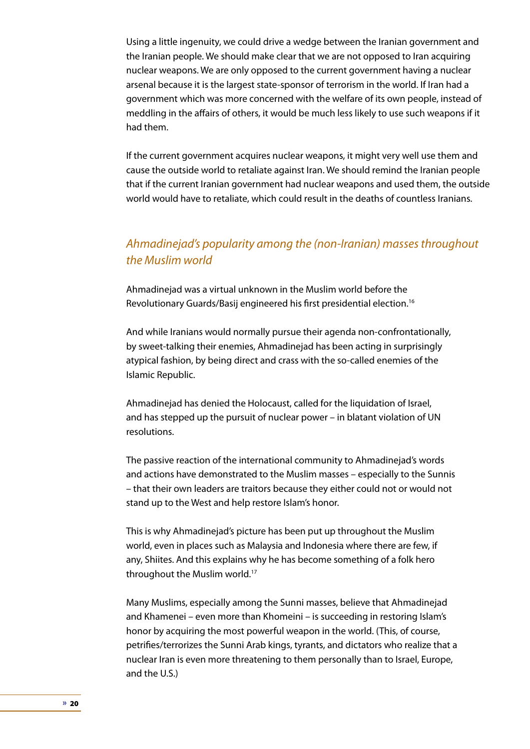Using a little ingenuity, we could drive a wedge between the Iranian government and the Iranian people. We should make clear that we are not opposed to Iran acquiring nuclear weapons. We are only opposed to the current government having a nuclear arsenal because it is the largest state-sponsor of terrorism in the world. If Iran had a government which was more concerned with the welfare of its own people, instead of meddling in the affairs of others, it would be much less likely to use such weapons if it had them.

If the current government acquires nuclear weapons, it might very well use them and cause the outside world to retaliate against Iran. We should remind the Iranian people that if the current Iranian government had nuclear weapons and used them, the outside world would have to retaliate, which could result in the deaths of countless Iranians.

## *Ahmadinejad's popularity among the (non-Iranian) masses throughout the Muslim world*

Ahmadinejad was a virtual unknown in the Muslim world before the Revolutionary Guards/Basij engineered his first presidential election.[16]

And while Iranians would normally pursue their agenda non-confrontationally, by sweet-talking their enemies, Ahmadinejad has been acting in surprisingly atypical fashion, by being direct and crass with the so-called enemies of the Islamic Republic.

Ahmadinejad has denied the Holocaust, called for the liquidation of Israel, and has stepped up the pursuit of nuclear power – in blatant violation of UN resolutions.

The passive reaction of the international community to Ahmadinejad's words and actions have demonstrated to the Muslim masses – especially to the Sunnis – that their own leaders are traitors because they either could not or would not stand up to the West and help restore Islam's honor.

This is why Ahmadinejad's picture has been put up throughout the Muslim world, even in places such as Malaysia and Indonesia where there are few, if any, Shiites. And this explains why he has become something of a folk hero throughout the Muslim world.[17]

Many Muslims, especially among the Sunni masses, believe that Ahmadinejad and Khamenei – even more than Khomeini – is succeeding in restoring Islam's honor by acquiring the most powerful weapon in the world. (This, of course, petrifies/terrorizes the Sunni Arab kings, tyrants, and dictators who realize that a nuclear Iran is even more threatening to them personally than to Israel, Europe, and the U.S.)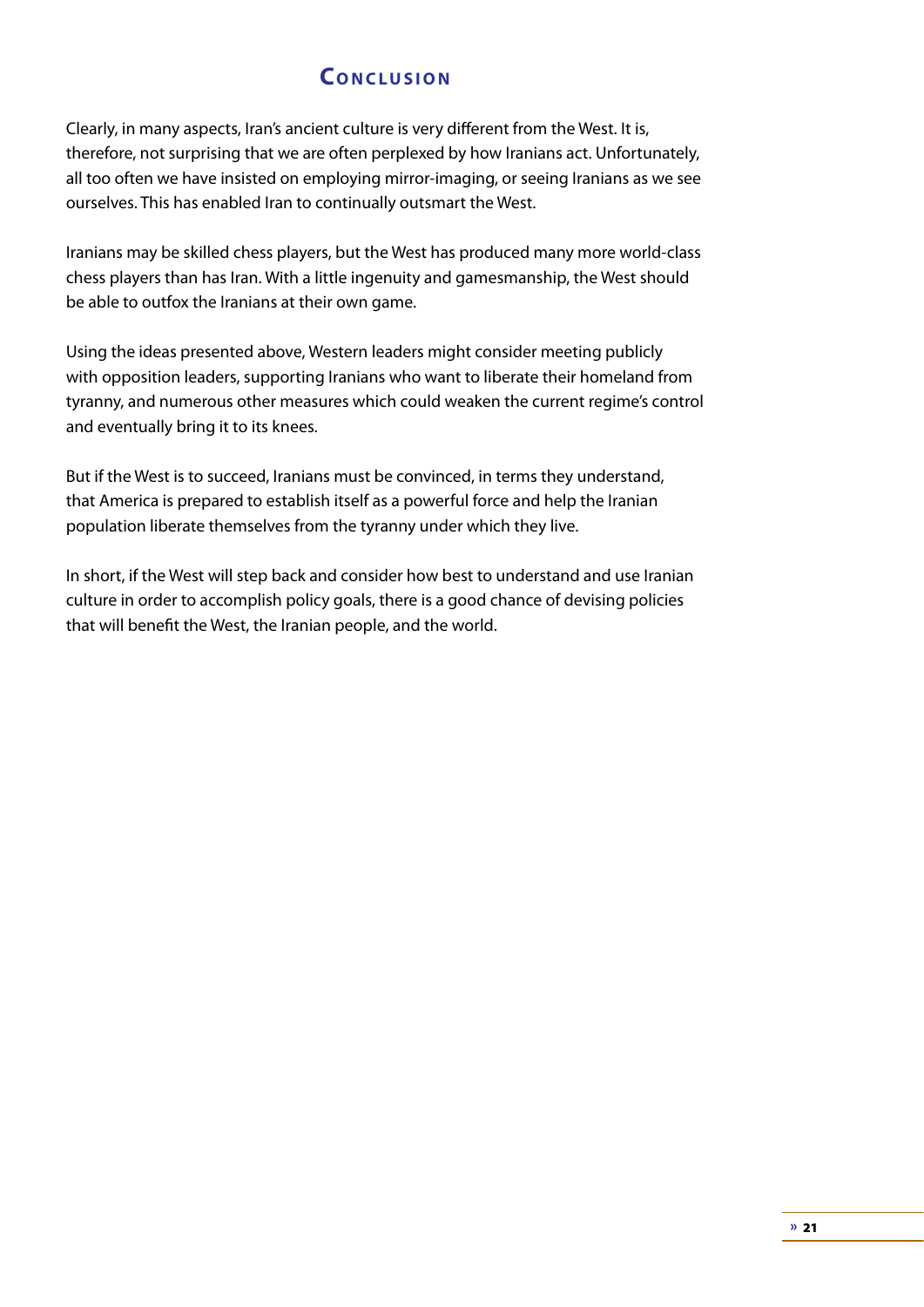## Conclusion

Clearly, in many aspects, Iran's ancient culture is very different from the West. It is, therefore, not surprising that we are often perplexed by how Iranians act. Unfortunately, all too often we have insisted on employing mirror-imaging, or seeing Iranians as we see ourselves. This has enabled Iran to continually outsmart the West.

Iranians may be skilled chess players, but the West has produced many more world-class chess players than has Iran. With a little ingenuity and gamesmanship, the West should be able to outfox the Iranians at their own game.

Using the ideas presented above, Western leaders might consider meeting publicly with opposition leaders, supporting Iranians who want to liberate their homeland from tyranny, and numerous other measures which could weaken the current regime's control and eventually bring it to its knees.

But if the West is to succeed, Iranians must be convinced, in terms they understand, that America is prepared to establish itself as a powerful force and help the Iranian population liberate themselves from the tyranny under which they live.

In short, if the West will step back and consider how best to understand and use Iranian culture in order to accomplish policy goals, there is a good chance of devising policies that will benefit the West, the Iranian people, and the world.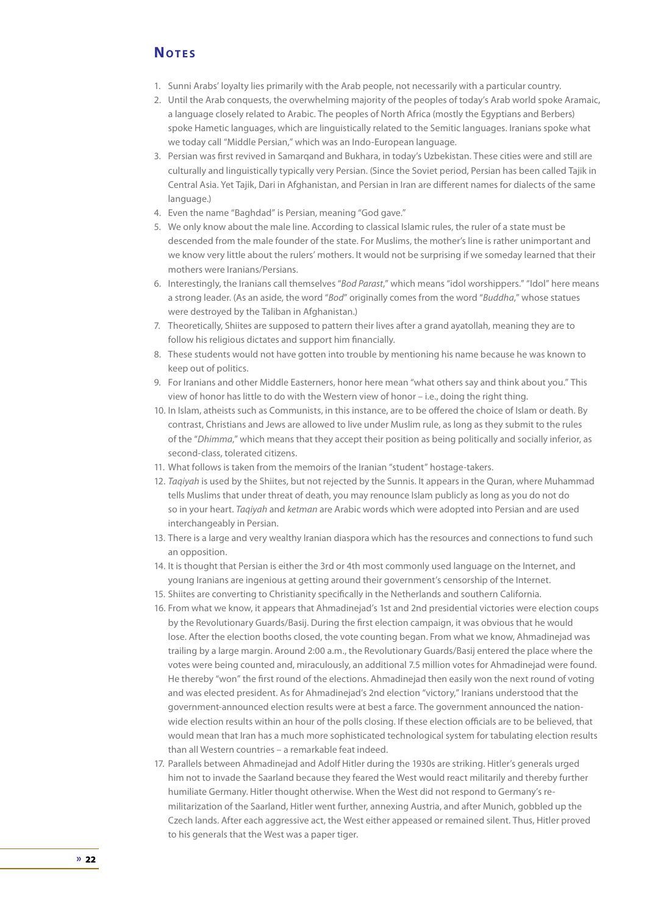## Notes

1. Sunni Arabs' loyalty lies primarily with the Arab people, not necessarily with a particular country.
2. Until the Arab conquests, the overwhelming majority of the peoples of today's Arab world spoke Aramaic, a language closely related to Arabic. The peoples of North Africa (mostly the Egyptians and Berbers) spoke Hametic languages, which are linguistically related to the Semitic languages. Iranians spoke what we today call "Middle Persian," which was an Indo-European language.
3. Persian was first revived in Samarqand and Bukhara, in today's Uzbekistan. These cities were and still are culturally and linguistically typically very Persian. (Since the Soviet period, Persian has been called Tajik in Central Asia. Yet Tajik, Dari in Afghanistan, and Persian in Iran are different names for dialects of the same language.)
4. Even the name "Baghdad" is Persian, meaning "God gave."
5. We only know about the male line. According to classical Islamic rules, the ruler of a state must be descended from the male founder of the state. For Muslims, the mother's line is rather unimportant and we know very little about the rulers' mothers. It would not be surprising if we someday learned that their mothers were Iranians/Persians.
6. Interestingly, the Iranians call themselves "*Bod Parast*," which means "idol worshippers." "Idol" here means a strong leader. (As an aside, the word "*Bod*" originally comes from the word "*Buddha*," whose statues were destroyed by the Taliban in Afghanistan.)
7. Theoretically, Shiites are supposed to pattern their lives after a grand ayatollah, meaning they are to follow his religious dictates and support him financially.
8. These students would not have gotten into trouble by mentioning his name because he was known to keep out of politics.
9. For Iranians and other Middle Easterners, honor here mean "what others say and think about you." This view of honor has little to do with the Western view of honor – i.e., doing the right thing.
10. In Islam, atheists such as Communists, in this instance, are to be offered the choice of Islam or death. By contrast, Christians and Jews are allowed to live under Muslim rule, as long as they submit to the rules of the "*Dhimma*," which means that they accept their position as being politically and socially inferior, as second-class, tolerated citizens.
11. What follows is taken from the memoirs of the Iranian "student" hostage-takers.
12. *Taqiyah* is used by the Shiites, but not rejected by the Sunnis. It appears in the Quran, where Muhammad tells Muslims that under threat of death, you may renounce Islam publicly as long as you do not do so in your heart. *Taqiyah* and *ketman* are Arabic words which were adopted into Persian and are used interchangeably in Persian.
13. There is a large and very wealthy Iranian diaspora which has the resources and connections to fund such an opposition.
14. It is thought that Persian is either the 3rd or 4th most commonly used language on the Internet, and young Iranians are ingenious at getting around their government's censorship of the Internet.
15. Shiites are converting to Christianity specifically in the Netherlands and southern California.
16. From what we know, it appears that Ahmadinejad's 1st and 2nd presidential victories were election coups by the Revolutionary Guards/Basij. During the first election campaign, it was obvious that he would lose. After the election booths closed, the vote counting began. From what we know, Ahmadinejad was trailing by a large margin. Around 2:00 a.m., the Revolutionary Guards/Basij entered the place where the votes were being counted and, miraculously, an additional 7.5 million votes for Ahmadinejad were found. He thereby "won" the first round of the elections. Ahmadinejad then easily won the next round of voting and was elected president. As for Ahmadinejad's 2nd election "victory," Iranians understood that the government-announced election results were at best a farce. The government announced the nation-wide election results within an hour of the polls closing. If these election officials are to be believed, that would mean that Iran has a much more sophisticated technological system for tabulating election results than all Western countries – a remarkable feat indeed.
17. Parallels between Ahmadinejad and Adolf Hitler during the 1930s are striking. Hitler's generals urged him not to invade the Saarland because they feared the West would react militarily and thereby further humiliate Germany. Hitler thought otherwise. When the West did not respond to Germany's re-militarization of the Saarland, Hitler went further, annexing Austria, and after Munich, gobbled up the Czech lands. After each aggressive act, the West either appeased or remained silent. Thus, Hitler proved to his generals that the West was a paper tiger.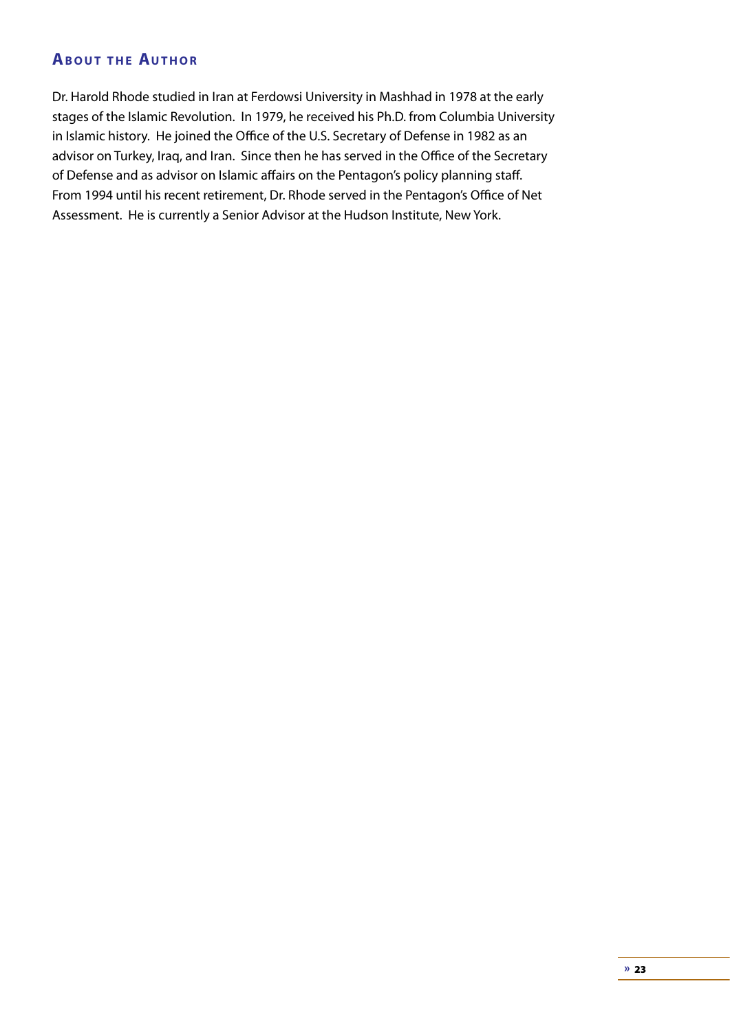## About the Author

Dr. Harold Rhode studied in Iran at Ferdowsi University in Mashhad in 1978 at the early stages of the Islamic Revolution. In 1979, he received his Ph.D. from Columbia University in Islamic history. He joined the Office of the U.S. Secretary of Defense in 1982 as an advisor on Turkey, Iraq, and Iran. Since then he has served in the Office of the Secretary of Defense and as advisor on Islamic affairs on the Pentagon's policy planning staff. From 1994 until his recent retirement, Dr. Rhode served in the Pentagon's Office of Net Assessment. He is currently a Senior Advisor at the Hudson Institute, New York.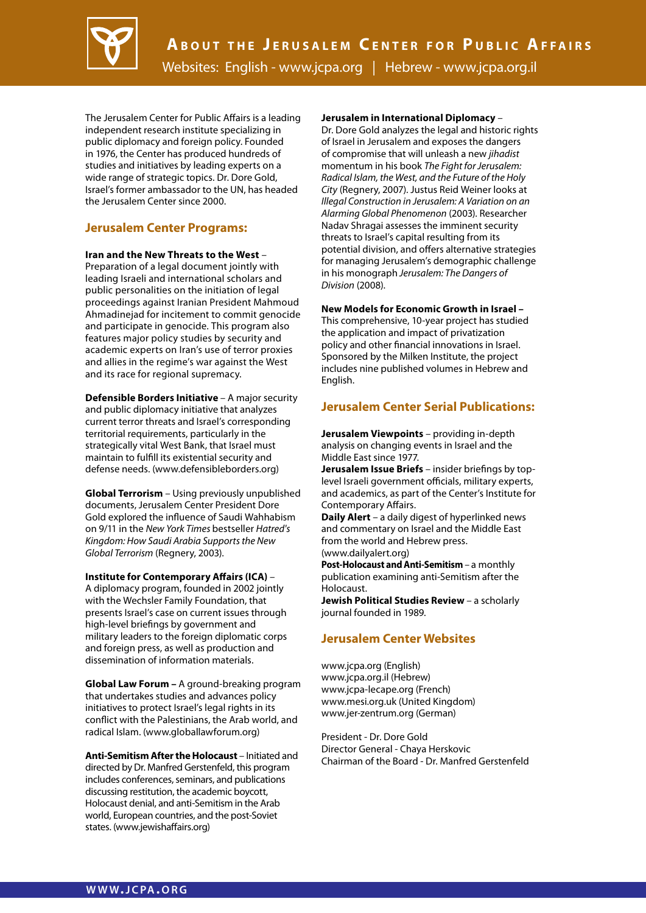# About the Jerusalem Center for Public Affairs

Websites: English - www.jcpa.org | Hebrew - www.jcpa.org.il

The Jerusalem Center for Public Affairs is a leading independent research institute specializing in public diplomacy and foreign policy. Founded in 1976, the Center has produced hundreds of studies and initiatives by leading experts on a wide range of strategic topics. Dr. Dore Gold, Israel's former ambassador to the UN, has headed the Jerusalem Center since 2000.

## Jerusalem Center Programs:

**Iran and the New Threats to the West** – Preparation of a legal document jointly with leading Israeli and international scholars and public personalities on the initiation of legal proceedings against Iranian President Mahmoud Ahmadinejad for incitement to commit genocide and participate in genocide. This program also features major policy studies by security and academic experts on Iran's use of terror proxies and allies in the regime's war against the West and its race for regional supremacy.

**Defensible Borders Initiative** – A major security and public diplomacy initiative that analyzes current terror threats and Israel's corresponding territorial requirements, particularly in the strategically vital West Bank, that Israel must maintain to fulfill its existential security and defense needs. (www.defensibleborders.org)

**Global Terrorism** – Using previously unpublished documents, Jerusalem Center President Dore Gold explored the influence of Saudi Wahhabism on 9/11 in the *New York Times* bestseller *Hatred's Kingdom: How Saudi Arabia Supports the New Global Terrorism* (Regnery, 2003).

**Institute for Contemporary Affairs (ICA)** – A diplomacy program, founded in 2002 jointly with the Wechsler Family Foundation, that presents Israel's case on current issues through high-level briefings by government and military leaders to the foreign diplomatic corps and foreign press, as well as production and dissemination of information materials.

**Global Law Forum –** A ground-breaking program that undertakes studies and advances policy initiatives to protect Israel's legal rights in its conflict with the Palestinians, the Arab world, and radical Islam. (www.globallawforum.org)

**Anti-Semitism After the Holocaust** – Initiated and directed by Dr. Manfred Gerstenfeld, this program includes conferences, seminars, and publications discussing restitution, the academic boycott, Holocaust denial, and anti-Semitism in the Arab world, European countries, and the post-Soviet states. (www.jewishaffairs.org)

**Jerusalem in International Diplomacy** – Dr. Dore Gold analyzes the legal and historic rights of Israel in Jerusalem and exposes the dangers of compromise that will unleash a new *jihadist* momentum in his book *The Fight for Jerusalem: Radical Islam, the West, and the Future of the Holy City* (Regnery, 2007). Justus Reid Weiner looks at *Illegal Construction in Jerusalem: A Variation on an Alarming Global Phenomenon* (2003). Researcher Nadav Shragai assesses the imminent security threats to Israel's capital resulting from its potential division, and offers alternative strategies for managing Jerusalem's demographic challenge in his monograph *Jerusalem: The Dangers of Division* (2008).

**New Models for Economic Growth in Israel –** This comprehensive, 10-year project has studied the application and impact of privatization policy and other financial innovations in Israel. Sponsored by the Milken Institute, the project includes nine published volumes in Hebrew and English.

## Jerusalem Center Serial Publications:

**Jerusalem Viewpoints** – providing in-depth analysis on changing events in Israel and the Middle East since 1977.
**Jerusalem Issue Briefs** – insider briefings by top-level Israeli government officials, military experts, and academics, as part of the Center's Institute for Contemporary Affairs.
**Daily Alert** – a daily digest of hyperlinked news and commentary on Israel and the Middle East from the world and Hebrew press. (www.dailyalert.org)
**Post-Holocaust and Anti-Semitism** – a monthly publication examining anti-Semitism after the Holocaust.
**Jewish Political Studies Review** – a scholarly journal founded in 1989.

## Jerusalem Center Websites

www.jcpa.org (English)
www.jcpa.org.il (Hebrew)
www.jcpa-lecape.org (French)
www.mesi.org.uk (United Kingdom)
www.jer-zentrum.org (German)

President - Dr. Dore Gold
Director General - Chaya Herskovic
Chairman of the Board - Dr. Manfred Gerstenfeld